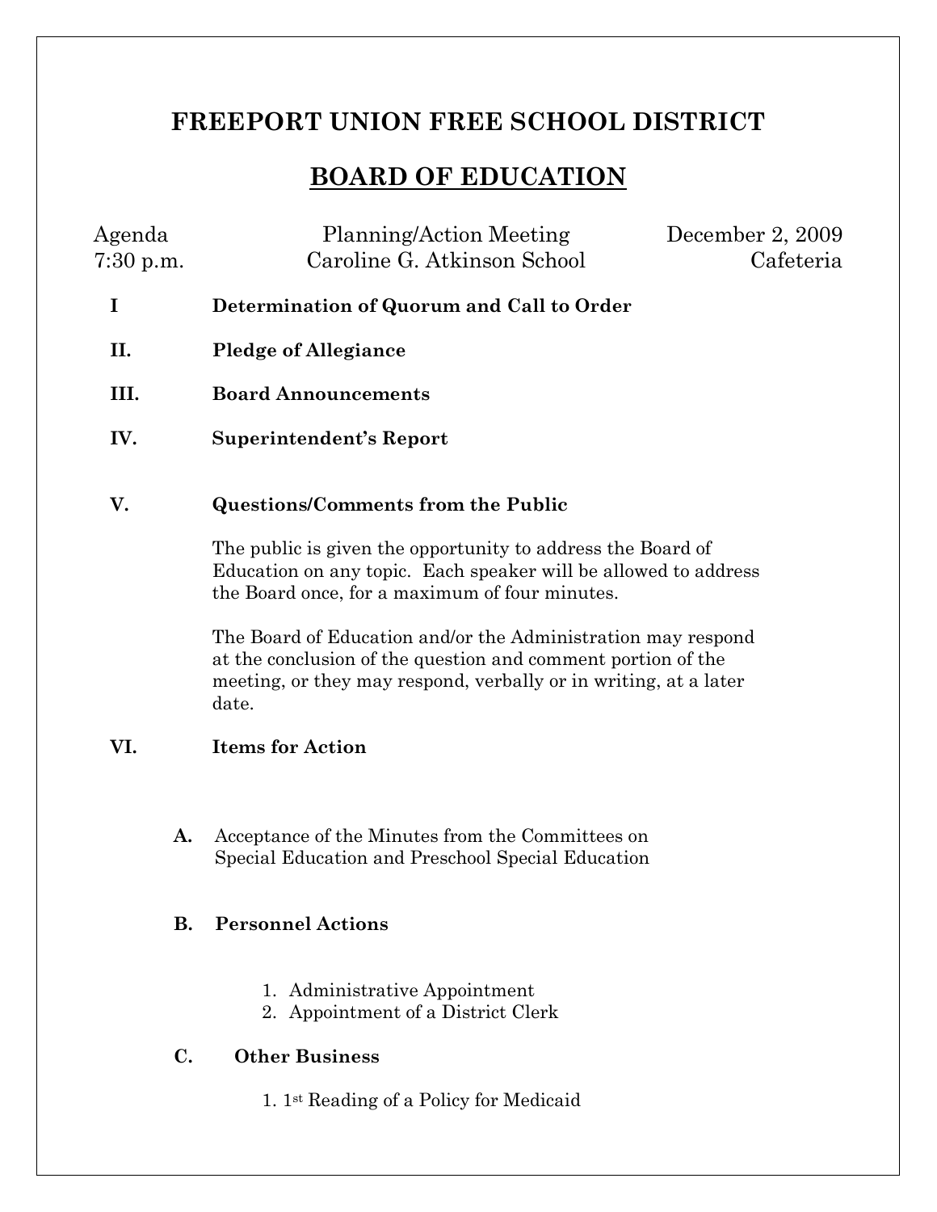# FREEPORT UNION FREE SCHOOL DISTRICT

## BOARD OF EDUCATION

Agenda — Planning/Action Meeting — December 2, 2009
7:30 p.m. — Caroline G. Atkinson School — Cafeteria

**I Determination of Quorum and Call to Order**

**II. Pledge of Allegiance**

**III. Board Announcements**

**IV. Superintendent's Report**

**V. Questions/Comments from the Public**

The public is given the opportunity to address the Board of Education on any topic. Each speaker will be allowed to address the Board once, for a maximum of four minutes.

The Board of Education and/or the Administration may respond at the conclusion of the question and comment portion of the meeting, or they may respond, verbally or in writing, at a later date.

**VI. Items for Action**

**A.** Acceptance of the Minutes from the Committees on Special Education and Preschool Special Education

**B. Personnel Actions**

1. Administrative Appointment
2. Appointment of a District Clerk

**C. Other Business**

1. 1st Reading of a Policy for Medicaid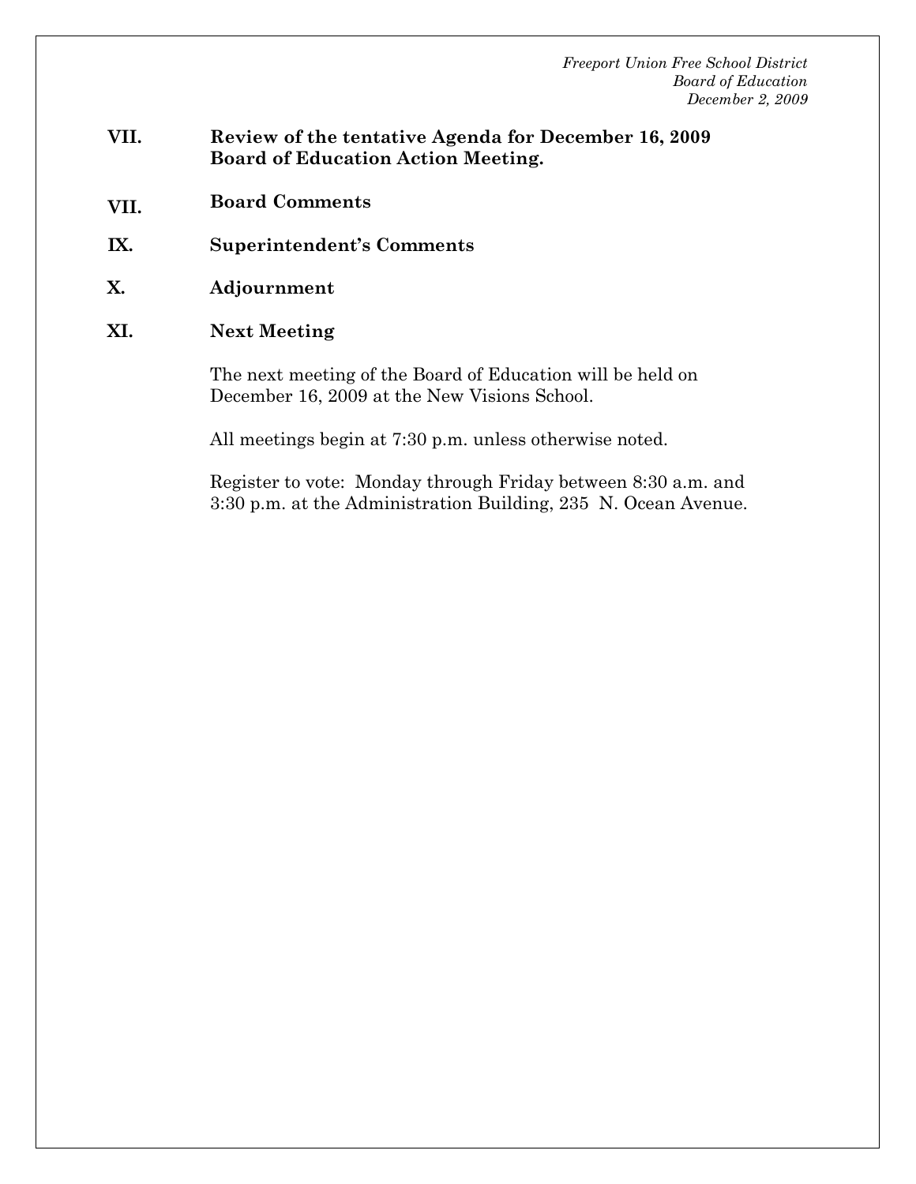*Freeport Union Free School District*
*Board of Education*
*December 2, 2009*

**VII. Review of the tentative Agenda for December 16, 2009 Board of Education Action Meeting.**

**VII. Board Comments**

**IX. Superintendent's Comments**

**X. Adjournment**

**XI. Next Meeting**

The next meeting of the Board of Education will be held on December 16, 2009 at the New Visions School.

All meetings begin at 7:30 p.m. unless otherwise noted.

Register to vote: Monday through Friday between 8:30 a.m. and 3:30 p.m. at the Administration Building, 235 N. Ocean Avenue.